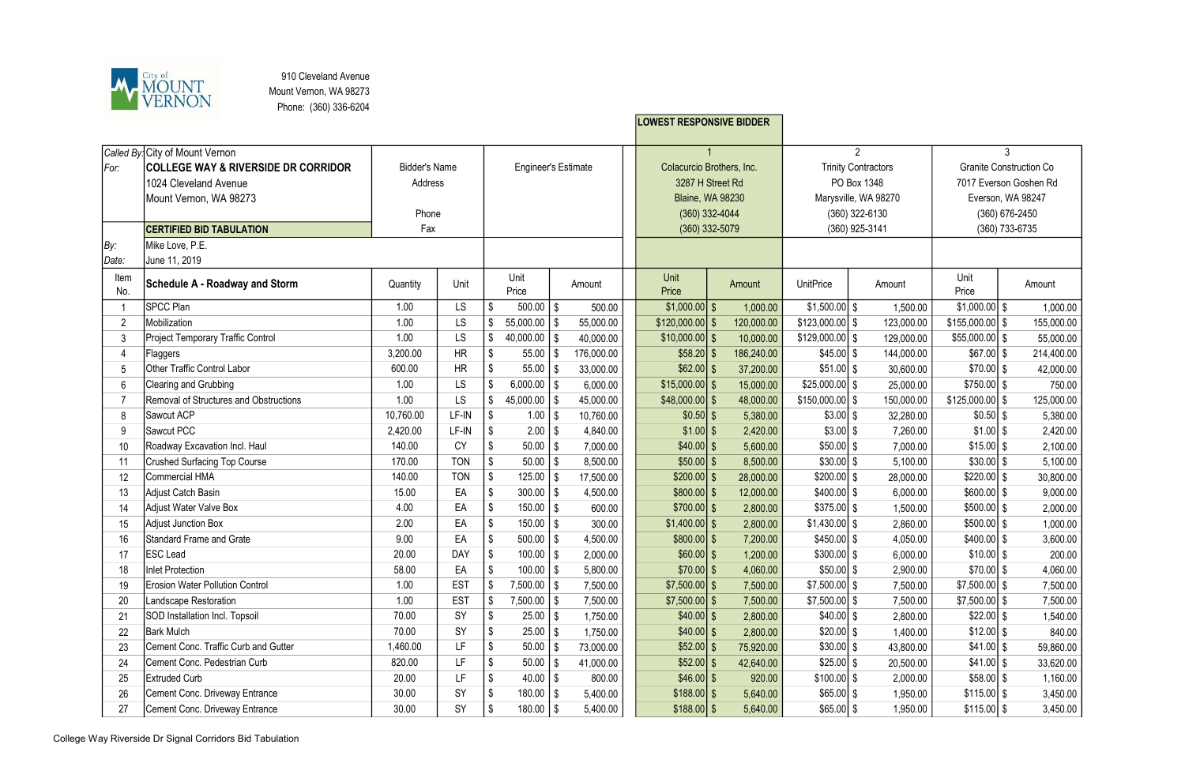City of MOUNT VERNON

910 Cleveland Avenue
Mount Vernon, WA 98273
Phone: (360) 336-6204

**LOWEST RESPONSIVE BIDDER**

| | | | | | | | | | | | |
|---|---|---|---|---|---|---|---|---|---|---|---|
| *Called By:* | City of Mount Vernon | | | | | 1 | | 2 | | 3 | |
| *For:* | **COLLEGE WAY & RIVERSIDE DR CORRIDOR** | Bidder's Name | | Engineer's Estimate | | Colacurcio Brothers, Inc. | | Trinity Contractors | | Granite Construction Co | |
| | 1024 Cleveland Avenue | Address | | | | 3287 H Street Rd | | PO Box 1348 | | 7017 Everson Goshen Rd | |
| | Mount Vernon, WA 98273 | | | | | Blaine, WA 98230 | | Marysville, WA 98270 | | Everson, WA 98247 | |
| | | Phone | | | | (360) 332-4044 | | (360) 322-6130 | | (360) 676-2450 | |
| | **CERTIFIED BID TABULATION** | Fax | | | | (360) 332-5079 | | (360) 925-3141 | | (360) 733-6735 | |
| *By:* | Mike Love, P.E. | | | | | | | | | | |
| *Date:* | June 11, 2019 | | | | | | | | | | |
| Item No. | **Schedule A - Roadway and Storm** | Quantity | Unit | Unit Price | Amount | Unit Price | Amount | UnitPrice | Amount | Unit Price | Amount |
| 1 | SPCC Plan | 1.00 | LS | $ 500.00 | $ 500.00 | $1,000.00 | $ 1,000.00 | $1,500.00 | $ 1,500.00 | $1,000.00 | $ 1,000.00 |
| 2 | Mobilization | 1.00 | LS | $ 55,000.00 | $ 55,000.00 | $120,000.00 | $ 120,000.00 | $123,000.00 | $ 123,000.00 | $155,000.00 | $ 155,000.00 |
| 3 | Project Temporary Traffic Control | 1.00 | LS | $ 40,000.00 | $ 40,000.00 | $10,000.00 | $ 10,000.00 | $129,000.00 | $ 129,000.00 | $55,000.00 | $ 55,000.00 |
| 4 | Flaggers | 3,200.00 | HR | $ 55.00 | $ 176,000.00 | $58.20 | $ 186,240.00 | $45.00 | $ 144,000.00 | $67.00 | $ 214,400.00 |
| 5 | Other Traffic Control Labor | 600.00 | HR | $ 55.00 | $ 33,000.00 | $62.00 | $ 37,200.00 | $51.00 | $ 30,600.00 | $70.00 | $ 42,000.00 |
| 6 | Clearing and Grubbing | 1.00 | LS | $ 6,000.00 | $ 6,000.00 | $15,000.00 | $ 15,000.00 | $25,000.00 | $ 25,000.00 | $750.00 | $ 750.00 |
| 7 | Removal of Structures and Obstructions | 1.00 | LS | $ 45,000.00 | $ 45,000.00 | $48,000.00 | $ 48,000.00 | $150,000.00 | $ 150,000.00 | $125,000.00 | $ 125,000.00 |
| 8 | Sawcut ACP | 10,760.00 | LF-IN | $ 1.00 | $ 10,760.00 | $0.50 | $ 5,380.00 | $3.00 | $ 32,280.00 | $0.50 | $ 5,380.00 |
| 9 | Sawcut PCC | 2,420.00 | LF-IN | $ 2.00 | $ 4,840.00 | $1.00 | $ 2,420.00 | $3.00 | $ 7,260.00 | $1.00 | $ 2,420.00 |
| 10 | Roadway Excavation Incl. Haul | 140.00 | CY | $ 50.00 | $ 7,000.00 | $40.00 | $ 5,600.00 | $50.00 | $ 7,000.00 | $15.00 | $ 2,100.00 |
| 11 | Crushed Surfacing Top Course | 170.00 | TON | $ 50.00 | $ 8,500.00 | $50.00 | $ 8,500.00 | $30.00 | $ 5,100.00 | $30.00 | $ 5,100.00 |
| 12 | Commercial HMA | 140.00 | TON | $ 125.00 | $ 17,500.00 | $200.00 | $ 28,000.00 | $200.00 | $ 28,000.00 | $220.00 | $ 30,800.00 |
| 13 | Adjust Catch Basin | 15.00 | EA | $ 300.00 | $ 4,500.00 | $800.00 | $ 12,000.00 | $400.00 | $ 6,000.00 | $600.00 | $ 9,000.00 |
| 14 | Adjust Water Valve Box | 4.00 | EA | $ 150.00 | $ 600.00 | $700.00 | $ 2,800.00 | $375.00 | $ 1,500.00 | $500.00 | $ 2,000.00 |
| 15 | Adjust Junction Box | 2.00 | EA | $ 150.00 | $ 300.00 | $1,400.00 | $ 2,800.00 | $1,430.00 | $ 2,860.00 | $500.00 | $ 1,000.00 |
| 16 | Standard Frame and Grate | 9.00 | EA | $ 500.00 | $ 4,500.00 | $800.00 | $ 7,200.00 | $450.00 | $ 4,050.00 | $400.00 | $ 3,600.00 |
| 17 | ESC Lead | 20.00 | DAY | $ 100.00 | $ 2,000.00 | $60.00 | $ 1,200.00 | $300.00 | $ 6,000.00 | $10.00 | $ 200.00 |
| 18 | Inlet Protection | 58.00 | EA | $ 100.00 | $ 5,800.00 | $70.00 | $ 4,060.00 | $50.00 | $ 2,900.00 | $70.00 | $ 4,060.00 |
| 19 | Erosion Water Pollution Control | 1.00 | EST | $ 7,500.00 | $ 7,500.00 | $7,500.00 | $ 7,500.00 | $7,500.00 | $ 7,500.00 | $7,500.00 | $ 7,500.00 |
| 20 | Landscape Restoration | 1.00 | EST | $ 7,500.00 | $ 7,500.00 | $7,500.00 | $ 7,500.00 | $7,500.00 | $ 7,500.00 | $7,500.00 | $ 7,500.00 |
| 21 | SOD Installation Incl. Topsoil | 70.00 | SY | $ 25.00 | $ 1,750.00 | $40.00 | $ 2,800.00 | $40.00 | $ 2,800.00 | $22.00 | $ 1,540.00 |
| 22 | Bark Mulch | 70.00 | SY | $ 25.00 | $ 1,750.00 | $40.00 | $ 2,800.00 | $20.00 | $ 1,400.00 | $12.00 | $ 840.00 |
| 23 | Cement Conc. Traffic Curb and Gutter | 1,460.00 | LF | $ 50.00 | $ 73,000.00 | $52.00 | $ 75,920.00 | $30.00 | $ 43,800.00 | $41.00 | $ 59,860.00 |
| 24 | Cement Conc. Pedestrian Curb | 820.00 | LF | $ 50.00 | $ 41,000.00 | $52.00 | $ 42,640.00 | $25.00 | $ 20,500.00 | $41.00 | $ 33,620.00 |
| 25 | Extruded Curb | 20.00 | LF | $ 40.00 | $ 800.00 | $46.00 | $ 920.00 | $100.00 | $ 2,000.00 | $58.00 | $ 1,160.00 |
| 26 | Cement Conc. Driveway Entrance | 30.00 | SY | $ 180.00 | $ 5,400.00 | $188.00 | $ 5,640.00 | $65.00 | $ 1,950.00 | $115.00 | $ 3,450.00 |
| 27 | Cement Conc. Driveway Entrance | 30.00 | SY | $ 180.00 | $ 5,400.00 | $188.00 | $ 5,640.00 | $65.00 | $ 1,950.00 | $115.00 | $ 3,450.00 |

College Way Riverside Dr Signal Corridors Bid Tabulation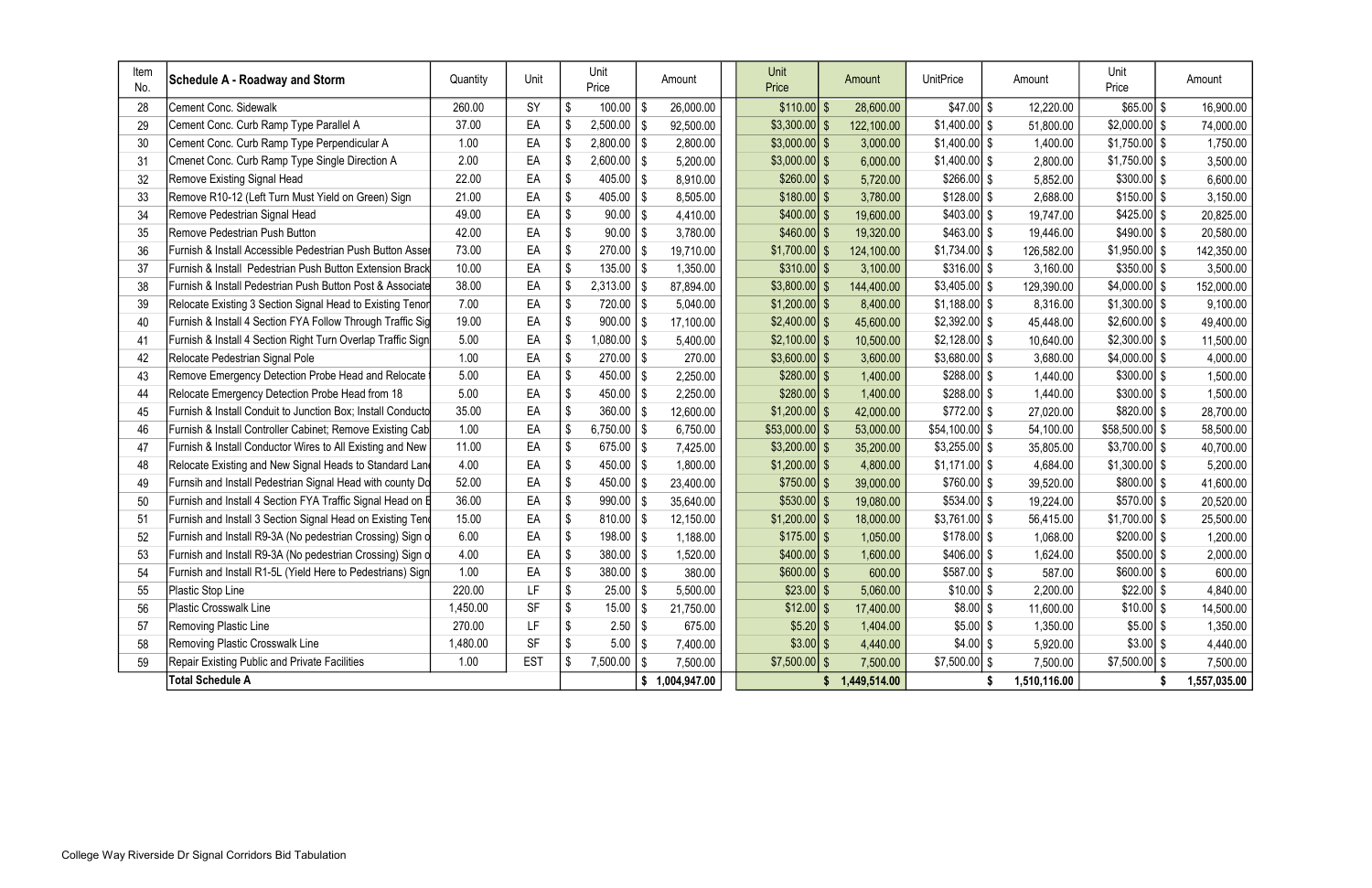| Item No. | Schedule A - Roadway and Storm | Quantity | Unit | Unit Price | Amount | Unit Price | Amount | UnitPrice | Amount | Unit Price | Amount |
|---|---|---|---|---|---|---|---|---|---|---|---|
| 28 | Cement Conc. Sidewalk | 260.00 | SY | $ 100.00 | $ 26,000.00 | $110.00 | $ 28,600.00 | $47.00 | $ 12,220.00 | $65.00 | $ 16,900.00 |
| 29 | Cement Conc. Curb Ramp Type Parallel A | 37.00 | EA | $ 2,500.00 | $ 92,500.00 | $3,300.00 | $ 122,100.00 | $1,400.00 | $ 51,800.00 | $2,000.00 | $ 74,000.00 |
| 30 | Cement Conc. Curb Ramp Type Perpendicular A | 1.00 | EA | $ 2,800.00 | $ 2,800.00 | $3,000.00 | $ 3,000.00 | $1,400.00 | $ 1,400.00 | $1,750.00 | $ 1,750.00 |
| 31 | Cmenet Conc. Curb Ramp Type Single Direction A | 2.00 | EA | $ 2,600.00 | $ 5,200.00 | $3,000.00 | $ 6,000.00 | $1,400.00 | $ 2,800.00 | $1,750.00 | $ 3,500.00 |
| 32 | Remove Existing Signal Head | 22.00 | EA | $ 405.00 | $ 8,910.00 | $260.00 | $ 5,720.00 | $266.00 | $ 5,852.00 | $300.00 | $ 6,600.00 |
| 33 | Remove R10-12 (Left Turn Must Yield on Green) Sign | 21.00 | EA | $ 405.00 | $ 8,505.00 | $180.00 | $ 3,780.00 | $128.00 | $ 2,688.00 | $150.00 | $ 3,150.00 |
| 34 | Remove Pedestrian Signal Head | 49.00 | EA | $ 90.00 | $ 4,410.00 | $400.00 | $ 19,600.00 | $403.00 | $ 19,747.00 | $425.00 | $ 20,825.00 |
| 35 | Remove Pedestrian Push Button | 42.00 | EA | $ 90.00 | $ 3,780.00 | $460.00 | $ 19,320.00 | $463.00 | $ 19,446.00 | $490.00 | $ 20,580.00 |
| 36 | Furnish & Install Accessible Pedestrian Push Button Asser | 73.00 | EA | $ 270.00 | $ 19,710.00 | $1,700.00 | $ 124,100.00 | $1,734.00 | $ 126,582.00 | $1,950.00 | $ 142,350.00 |
| 37 | Furnish & Install Pedestrian Push Button Extension Brack | 10.00 | EA | $ 135.00 | $ 1,350.00 | $310.00 | $ 3,100.00 | $316.00 | $ 3,160.00 | $350.00 | $ 3,500.00 |
| 38 | Furnish & Install Pedestrian Push Button Post & Associate | 38.00 | EA | $ 2,313.00 | $ 87,894.00 | $3,800.00 | $ 144,400.00 | $3,405.00 | $ 129,390.00 | $4,000.00 | $ 152,000.00 |
| 39 | Relocate Existing 3 Section Signal Head to Existing Tenor | 7.00 | EA | $ 720.00 | $ 5,040.00 | $1,200.00 | $ 8,400.00 | $1,188.00 | $ 8,316.00 | $1,300.00 | $ 9,100.00 |
| 40 | Furnish & Install 4 Section FYA Follow Through Traffic Sig | 19.00 | EA | $ 900.00 | $ 17,100.00 | $2,400.00 | $ 45,600.00 | $2,392.00 | $ 45,448.00 | $2,600.00 | $ 49,400.00 |
| 41 | Furnish & Install 4 Section Right Turn Overlap Traffic Sign | 5.00 | EA | $ 1,080.00 | $ 5,400.00 | $2,100.00 | $ 10,500.00 | $2,128.00 | $ 10,640.00 | $2,300.00 | $ 11,500.00 |
| 42 | Relocate Pedestrian Signal Pole | 1.00 | EA | $ 270.00 | $ 270.00 | $3,600.00 | $ 3,600.00 | $3,680.00 | $ 3,680.00 | $4,000.00 | $ 4,000.00 |
| 43 | Remove Emergency Detection Probe Head and Relocate | 5.00 | EA | $ 450.00 | $ 2,250.00 | $280.00 | $ 1,400.00 | $288.00 | $ 1,440.00 | $300.00 | $ 1,500.00 |
| 44 | Relocate Emergency Detection Probe Head from 18 | 5.00 | EA | $ 450.00 | $ 2,250.00 | $280.00 | $ 1,400.00 | $288.00 | $ 1,440.00 | $300.00 | $ 1,500.00 |
| 45 | Furnish & Install Conduit to Junction Box; Install Conducto | 35.00 | EA | $ 360.00 | $ 12,600.00 | $1,200.00 | $ 42,000.00 | $772.00 | $ 27,020.00 | $820.00 | $ 28,700.00 |
| 46 | Furnish & Install Controller Cabinet; Remove Existing Cab | 1.00 | EA | $ 6,750.00 | $ 6,750.00 | $53,000.00 | $ 53,000.00 | $54,100.00 | $ 54,100.00 | $58,500.00 | $ 58,500.00 |
| 47 | Furnish & Install Conductor Wires to All Existing and New | 11.00 | EA | $ 675.00 | $ 7,425.00 | $3,200.00 | $ 35,200.00 | $3,255.00 | $ 35,805.00 | $3,700.00 | $ 40,700.00 |
| 48 | Relocate Existing and New Signal Heads to Standard Lane | 4.00 | EA | $ 450.00 | $ 1,800.00 | $1,200.00 | $ 4,800.00 | $1,171.00 | $ 4,684.00 | $1,300.00 | $ 5,200.00 |
| 49 | Furnsih and Install Pedestrian Signal Head with county Do | 52.00 | EA | $ 450.00 | $ 23,400.00 | $750.00 | $ 39,000.00 | $760.00 | $ 39,520.00 | $800.00 | $ 41,600.00 |
| 50 | Furnish and Install 4 Section FYA Traffic Signal Head on E | 36.00 | EA | $ 990.00 | $ 35,640.00 | $530.00 | $ 19,080.00 | $534.00 | $ 19,224.00 | $570.00 | $ 20,520.00 |
| 51 | Furnish and Install 3 Section Signal Head on Existing Tene | 15.00 | EA | $ 810.00 | $ 12,150.00 | $1,200.00 | $ 18,000.00 | $3,761.00 | $ 56,415.00 | $1,700.00 | $ 25,500.00 |
| 52 | Furnish and Install R9-3A (No pedestrian Crossing) Sign o | 6.00 | EA | $ 198.00 | $ 1,188.00 | $175.00 | $ 1,050.00 | $178.00 | $ 1,068.00 | $200.00 | $ 1,200.00 |
| 53 | Furnish and Install R9-3A (No pedestrian Crossing) Sign o | 4.00 | EA | $ 380.00 | $ 1,520.00 | $400.00 | $ 1,600.00 | $406.00 | $ 1,624.00 | $500.00 | $ 2,000.00 |
| 54 | Furnish and Install R1-5L (Yield Here to Pedestrians) Sign | 1.00 | EA | $ 380.00 | $ 380.00 | $600.00 | $ 600.00 | $587.00 | $ 587.00 | $600.00 | $ 600.00 |
| 55 | Plastic Stop Line | 220.00 | LF | $ 25.00 | $ 5,500.00 | $23.00 | $ 5,060.00 | $10.00 | $ 2,200.00 | $22.00 | $ 4,840.00 |
| 56 | Plastic Crosswalk Line | 1,450.00 | SF | $ 15.00 | $ 21,750.00 | $12.00 | $ 17,400.00 | $8.00 | $ 11,600.00 | $10.00 | $ 14,500.00 |
| 57 | Removing Plastic Line | 270.00 | LF | $ 2.50 | $ 675.00 | $5.20 | $ 1,404.00 | $5.00 | $ 1,350.00 | $5.00 | $ 1,350.00 |
| 58 | Removing Plastic Crosswalk Line | 1,480.00 | SF | $ 5.00 | $ 7,400.00 | $3.00 | $ 4,440.00 | $4.00 | $ 5,920.00 | $3.00 | $ 4,440.00 |
| 59 | Repair Existing Public and Private Facilities | 1.00 | EST | $ 7,500.00 | $ 7,500.00 | $7,500.00 | $ 7,500.00 | $7,500.00 | $ 7,500.00 | $7,500.00 | $ 7,500.00 |
| | **Total Schedule A** | | | | **$ 1,004,947.00** | | **$ 1,449,514.00** | | **$ 1,510,116.00** | | **$ 1,557,035.00** |

College Way Riverside Dr Signal Corridors Bid Tabulation